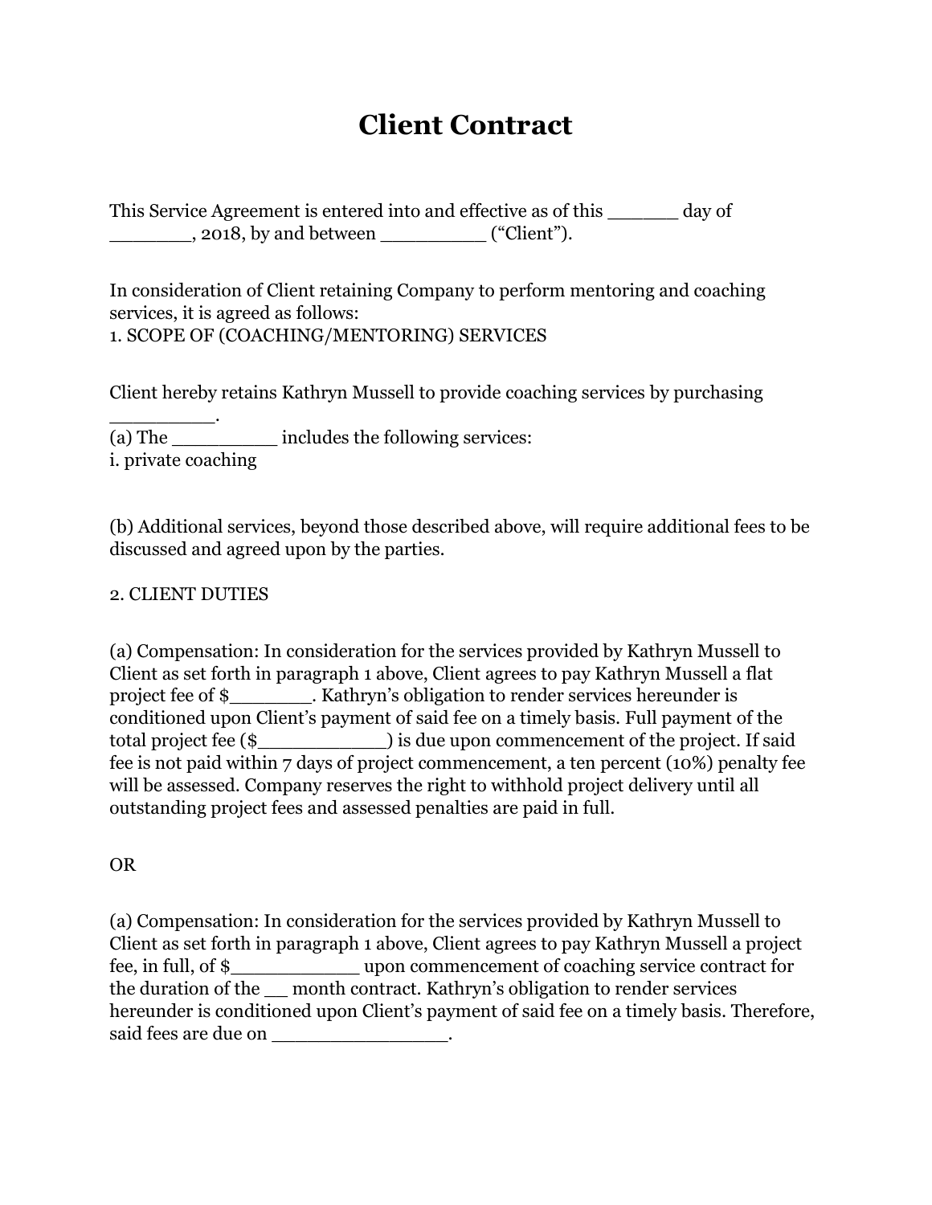# Client Contract

This Service Agreement is entered into and effective as of this ______ day of _______, 2018, by and between _________ ("Client").

In consideration of Client retaining Company to perform mentoring and coaching services, it is agreed as follows:
1. SCOPE OF (COACHING/MENTORING) SERVICES

Client hereby retains Kathryn Mussell to provide coaching services by purchasing _________.
(a) The _________ includes the following services:
i. private coaching

(b) Additional services, beyond those described above, will require additional fees to be discussed and agreed upon by the parties.

2. CLIENT DUTIES

(a) Compensation: In consideration for the services provided by Kathryn Mussell to Client as set forth in paragraph 1 above, Client agrees to pay Kathryn Mussell a flat project fee of $_______. Kathryn's obligation to render services hereunder is conditioned upon Client's payment of said fee on a timely basis. Full payment of the total project fee ($___________) is due upon commencement of the project. If said fee is not paid within 7 days of project commencement, a ten percent (10%) penalty fee will be assessed. Company reserves the right to withhold project delivery until all outstanding project fees and assessed penalties are paid in full.

OR

(a) Compensation: In consideration for the services provided by Kathryn Mussell to Client as set forth in paragraph 1 above, Client agrees to pay Kathryn Mussell a project fee, in full, of $___________ upon commencement of coaching service contract for the duration of the __ month contract. Kathryn's obligation to render services hereunder is conditioned upon Client's payment of said fee on a timely basis. Therefore, said fees are due on _______________.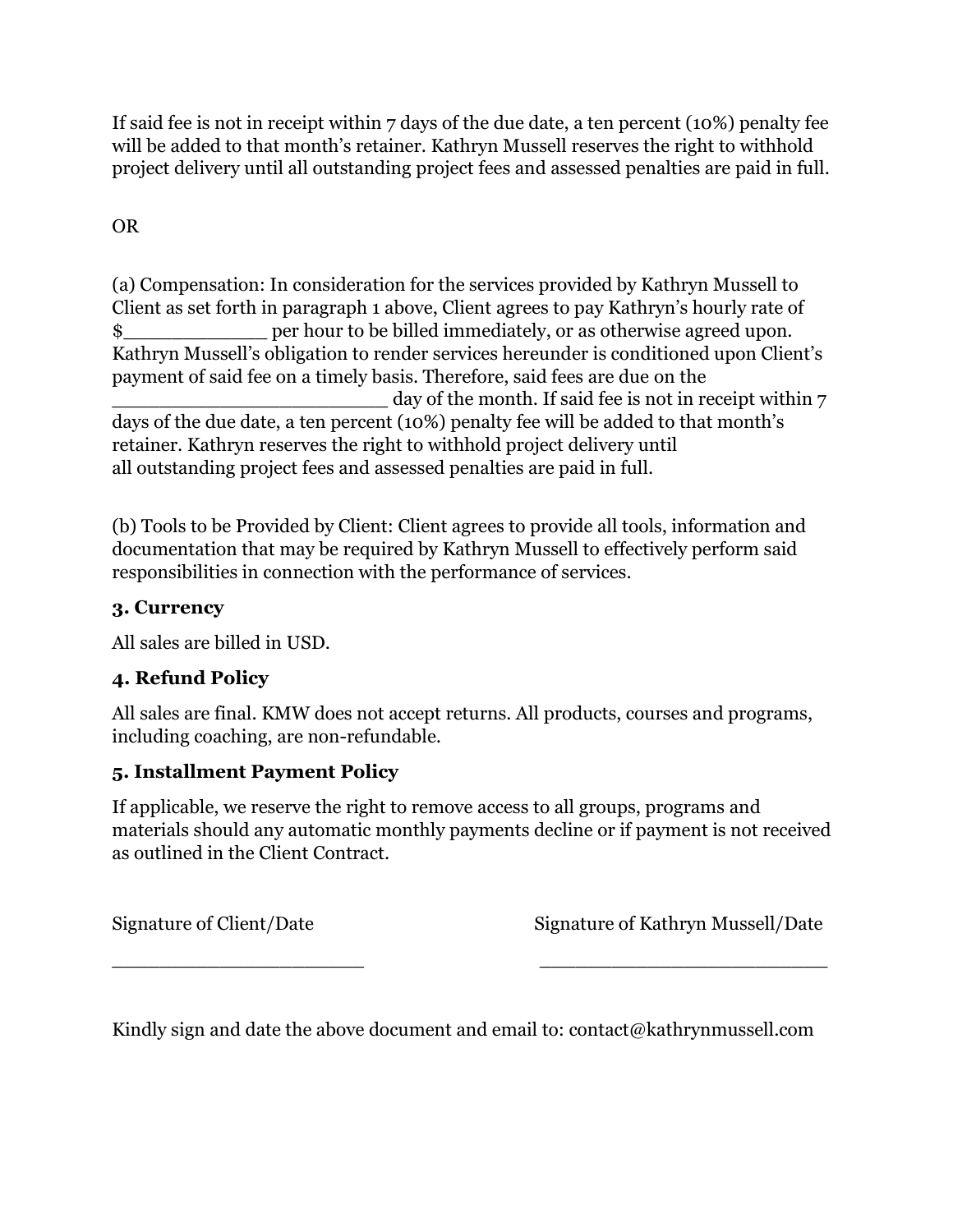If said fee is not in receipt within 7 days of the due date, a ten percent (10%) penalty fee will be added to that month's retainer. Kathryn Mussell reserves the right to withhold project delivery until all outstanding project fees and assessed penalties are paid in full.

OR

(a) Compensation: In consideration for the services provided by Kathryn Mussell to Client as set forth in paragraph 1 above, Client agrees to pay Kathryn's hourly rate of $____________ per hour to be billed immediately, or as otherwise agreed upon. Kathryn Mussell's obligation to render services hereunder is conditioned upon Client's payment of said fee on a timely basis. Therefore, said fees are due on the _______________________ day of the month. If said fee is not in receipt within 7 days of the due date, a ten percent (10%) penalty fee will be added to that month's retainer. Kathryn reserves the right to withhold project delivery until all outstanding project fees and assessed penalties are paid in full.

(b) Tools to be Provided by Client: Client agrees to provide all tools, information and documentation that may be required by Kathryn Mussell to effectively perform said responsibilities in connection with the performance of services.

### 3. Currency

All sales are billed in USD.

### 4. Refund Policy

All sales are final. KMW does not accept returns. All products, courses and programs, including coaching, are non-refundable.

### 5. Installment Payment Policy

If applicable, we reserve the right to remove access to all groups, programs and materials should any automatic monthly payments decline or if payment is not received as outlined in the Client Contract.

Signature of Client/Date

______________________

Signature of Kathryn Mussell/Date

_________________________

Kindly sign and date the above document and email to: contact@kathrynmussell.com